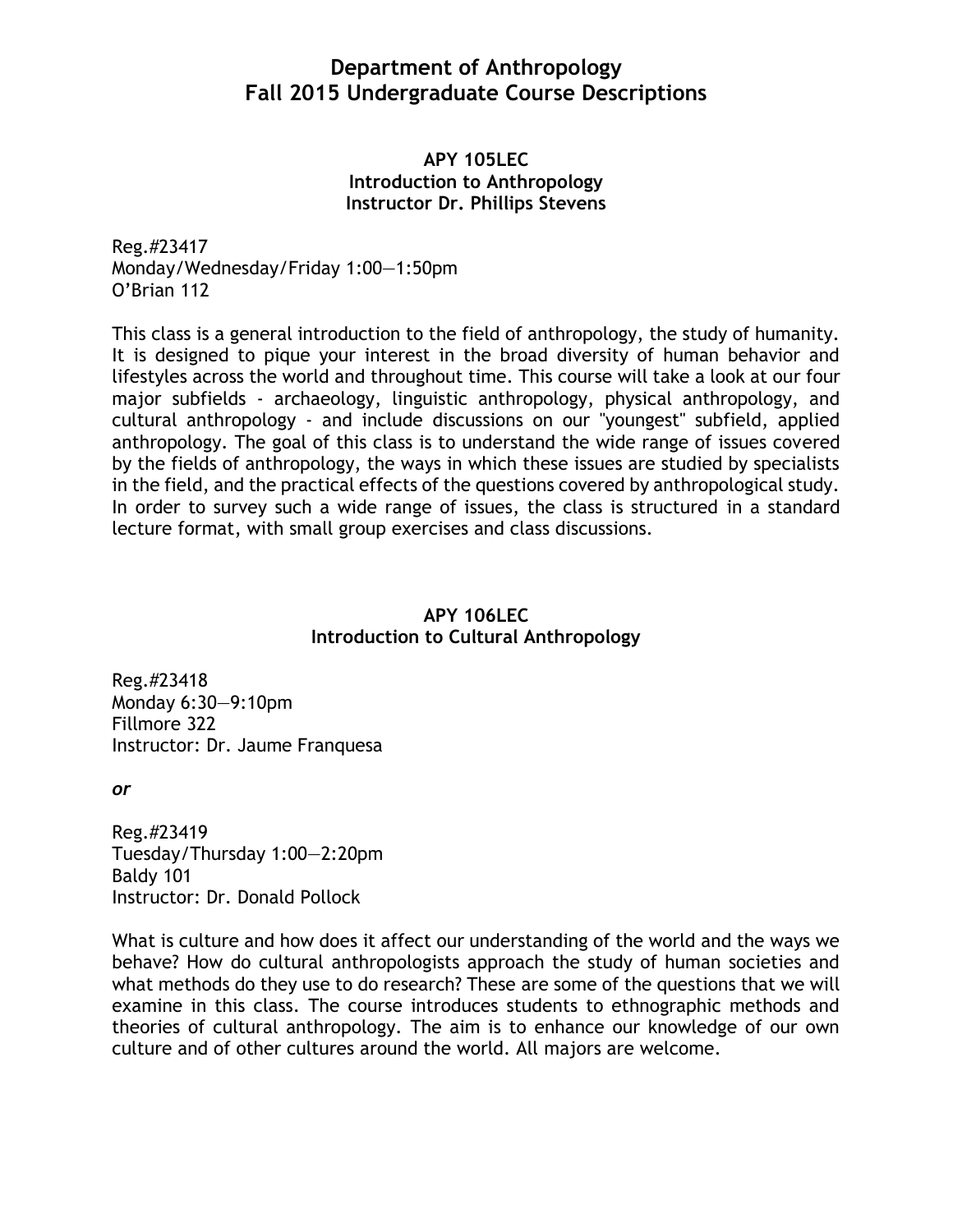# Department of Anthropology
# Fall 2015 Undergraduate Course Descriptions

## APY 105LEC
## Introduction to Anthropology
## Instructor Dr. Phillips Stevens

Reg.#23417
Monday/Wednesday/Friday 1:00—1:50pm
O'Brian 112

This class is a general introduction to the field of anthropology, the study of humanity. It is designed to pique your interest in the broad diversity of human behavior and lifestyles across the world and throughout time. This course will take a look at our four major subfields - archaeology, linguistic anthropology, physical anthropology, and cultural anthropology - and include discussions on our "youngest" subfield, applied anthropology. The goal of this class is to understand the wide range of issues covered by the fields of anthropology, the ways in which these issues are studied by specialists in the field, and the practical effects of the questions covered by anthropological study. In order to survey such a wide range of issues, the class is structured in a standard lecture format, with small group exercises and class discussions.

## APY 106LEC
## Introduction to Cultural Anthropology

Reg.#23418
Monday 6:30—9:10pm
Fillmore 322
Instructor: Dr. Jaume Franquesa

***or***

Reg.#23419
Tuesday/Thursday 1:00—2:20pm
Baldy 101
Instructor: Dr. Donald Pollock

What is culture and how does it affect our understanding of the world and the ways we behave? How do cultural anthropologists approach the study of human societies and what methods do they use to do research? These are some of the questions that we will examine in this class. The course introduces students to ethnographic methods and theories of cultural anthropology. The aim is to enhance our knowledge of our own culture and of other cultures around the world. All majors are welcome.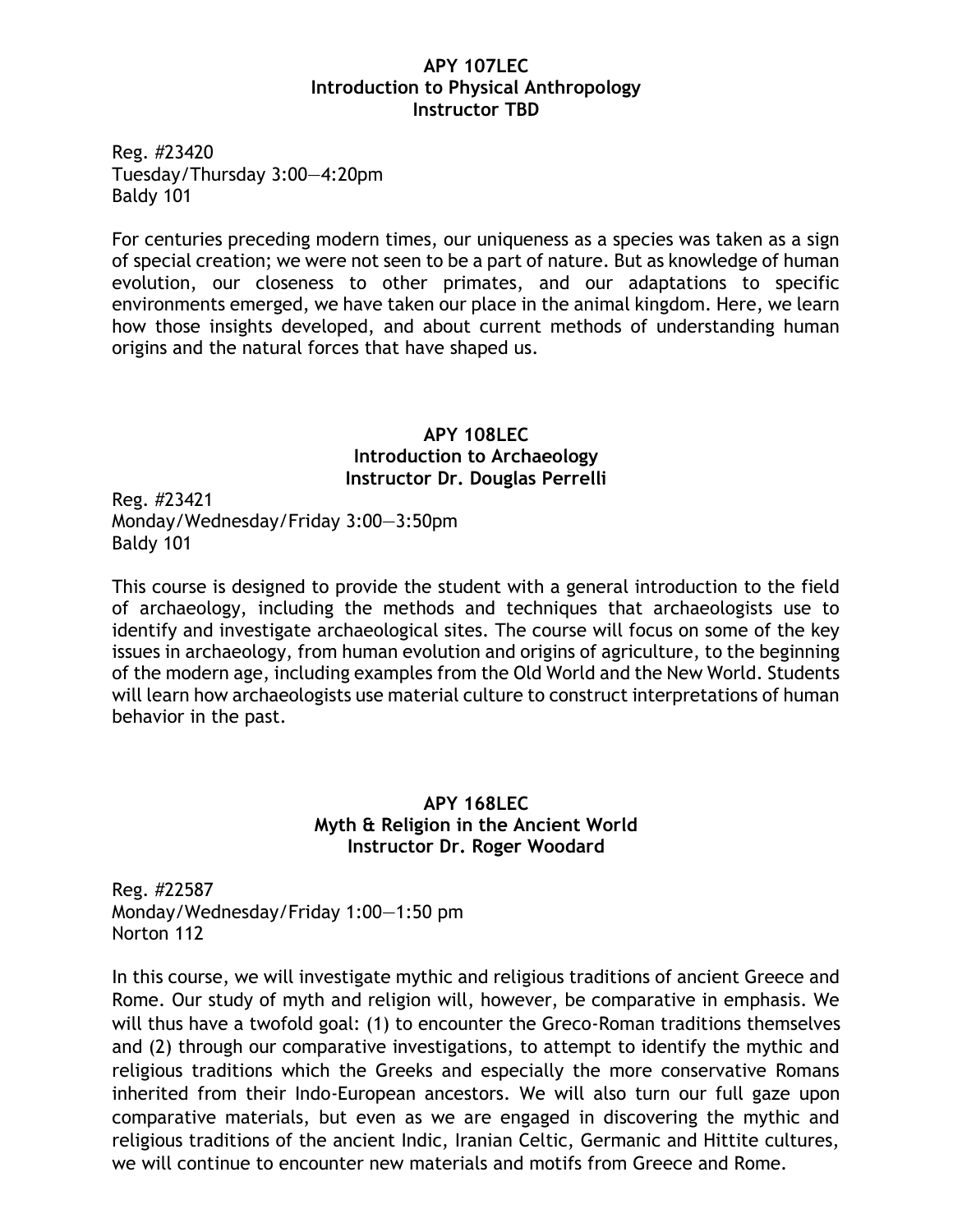**APY 107LEC**
**Introduction to Physical Anthropology**
**Instructor TBD**

Reg. #23420
Tuesday/Thursday 3:00—4:20pm
Baldy 101

For centuries preceding modern times, our uniqueness as a species was taken as a sign of special creation; we were not seen to be a part of nature. But as knowledge of human evolution, our closeness to other primates, and our adaptations to specific environments emerged, we have taken our place in the animal kingdom. Here, we learn how those insights developed, and about current methods of understanding human origins and the natural forces that have shaped us.

**APY 108LEC**
**Introduction to Archaeology**
**Instructor Dr. Douglas Perrelli**

Reg. #23421
Monday/Wednesday/Friday 3:00—3:50pm
Baldy 101

This course is designed to provide the student with a general introduction to the field of archaeology, including the methods and techniques that archaeologists use to identify and investigate archaeological sites. The course will focus on some of the key issues in archaeology, from human evolution and origins of agriculture, to the beginning of the modern age, including examples from the Old World and the New World. Students will learn how archaeologists use material culture to construct interpretations of human behavior in the past.

**APY 168LEC**
**Myth & Religion in the Ancient World**
**Instructor Dr. Roger Woodard**

Reg. #22587
Monday/Wednesday/Friday 1:00—1:50 pm
Norton 112

In this course, we will investigate mythic and religious traditions of ancient Greece and Rome. Our study of myth and religion will, however, be comparative in emphasis. We will thus have a twofold goal: (1) to encounter the Greco-Roman traditions themselves and (2) through our comparative investigations, to attempt to identify the mythic and religious traditions which the Greeks and especially the more conservative Romans inherited from their Indo-European ancestors. We will also turn our full gaze upon comparative materials, but even as we are engaged in discovering the mythic and religious traditions of the ancient Indic, Iranian Celtic, Germanic and Hittite cultures, we will continue to encounter new materials and motifs from Greece and Rome.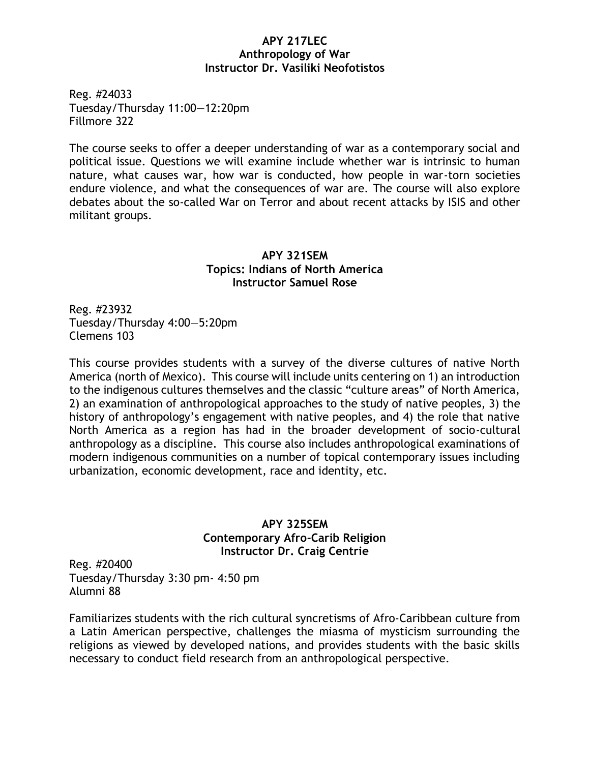**APY 217LEC**
**Anthropology of War**
**Instructor Dr. Vasiliki Neofotistos**

Reg. #24033
Tuesday/Thursday 11:00—12:20pm
Fillmore 322

The course seeks to offer a deeper understanding of war as a contemporary social and political issue. Questions we will examine include whether war is intrinsic to human nature, what causes war, how war is conducted, how people in war-torn societies endure violence, and what the consequences of war are. The course will also explore debates about the so-called War on Terror and about recent attacks by ISIS and other militant groups.

**APY 321SEM**
**Topics: Indians of North America**
**Instructor Samuel Rose**

Reg. #23932
Tuesday/Thursday 4:00—5:20pm
Clemens 103

This course provides students with a survey of the diverse cultures of native North America (north of Mexico). This course will include units centering on 1) an introduction to the indigenous cultures themselves and the classic "culture areas" of North America, 2) an examination of anthropological approaches to the study of native peoples, 3) the history of anthropology's engagement with native peoples, and 4) the role that native North America as a region has had in the broader development of socio-cultural anthropology as a discipline. This course also includes anthropological examinations of modern indigenous communities on a number of topical contemporary issues including urbanization, economic development, race and identity, etc.

**APY 325SEM**
**Contemporary Afro-Carib Religion**
**Instructor Dr. Craig Centrie**

Reg. #20400
Tuesday/Thursday 3:30 pm- 4:50 pm
Alumni 88

Familiarizes students with the rich cultural syncretisms of Afro-Caribbean culture from a Latin American perspective, challenges the miasma of mysticism surrounding the religions as viewed by developed nations, and provides students with the basic skills necessary to conduct field research from an anthropological perspective.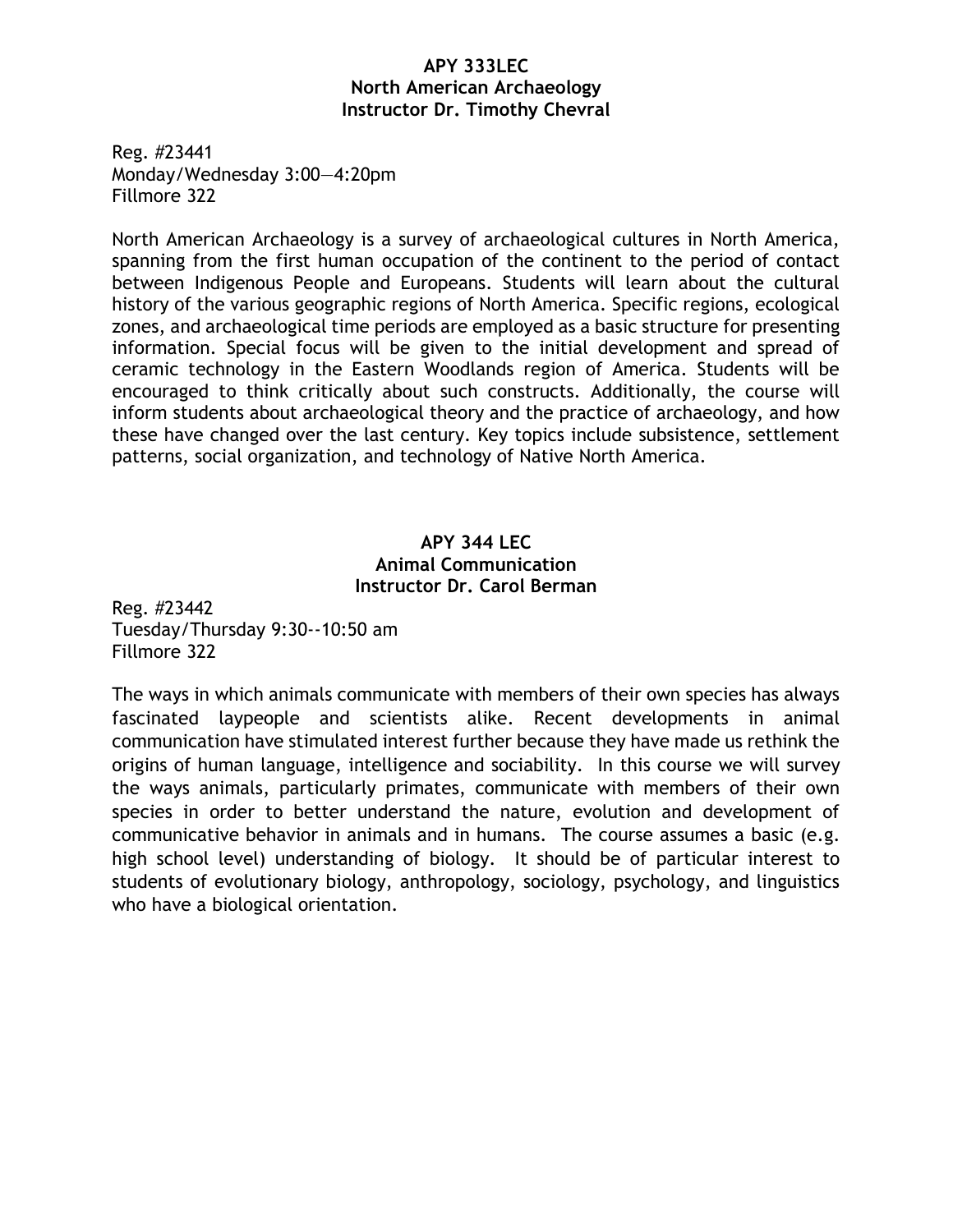**APY 333LEC**
**North American Archaeology**
**Instructor Dr. Timothy Chevral**

Reg. #23441
Monday/Wednesday 3:00—4:20pm
Fillmore 322

North American Archaeology is a survey of archaeological cultures in North America, spanning from the first human occupation of the continent to the period of contact between Indigenous People and Europeans. Students will learn about the cultural history of the various geographic regions of North America. Specific regions, ecological zones, and archaeological time periods are employed as a basic structure for presenting information. Special focus will be given to the initial development and spread of ceramic technology in the Eastern Woodlands region of America. Students will be encouraged to think critically about such constructs. Additionally, the course will inform students about archaeological theory and the practice of archaeology, and how these have changed over the last century. Key topics include subsistence, settlement patterns, social organization, and technology of Native North America.

**APY 344 LEC**
**Animal Communication**
**Instructor Dr. Carol Berman**

Reg. #23442
Tuesday/Thursday 9:30--10:50 am
Fillmore 322

The ways in which animals communicate with members of their own species has always fascinated laypeople and scientists alike. Recent developments in animal communication have stimulated interest further because they have made us rethink the origins of human language, intelligence and sociability. In this course we will survey the ways animals, particularly primates, communicate with members of their own species in order to better understand the nature, evolution and development of communicative behavior in animals and in humans. The course assumes a basic (e.g. high school level) understanding of biology. It should be of particular interest to students of evolutionary biology, anthropology, sociology, psychology, and linguistics who have a biological orientation.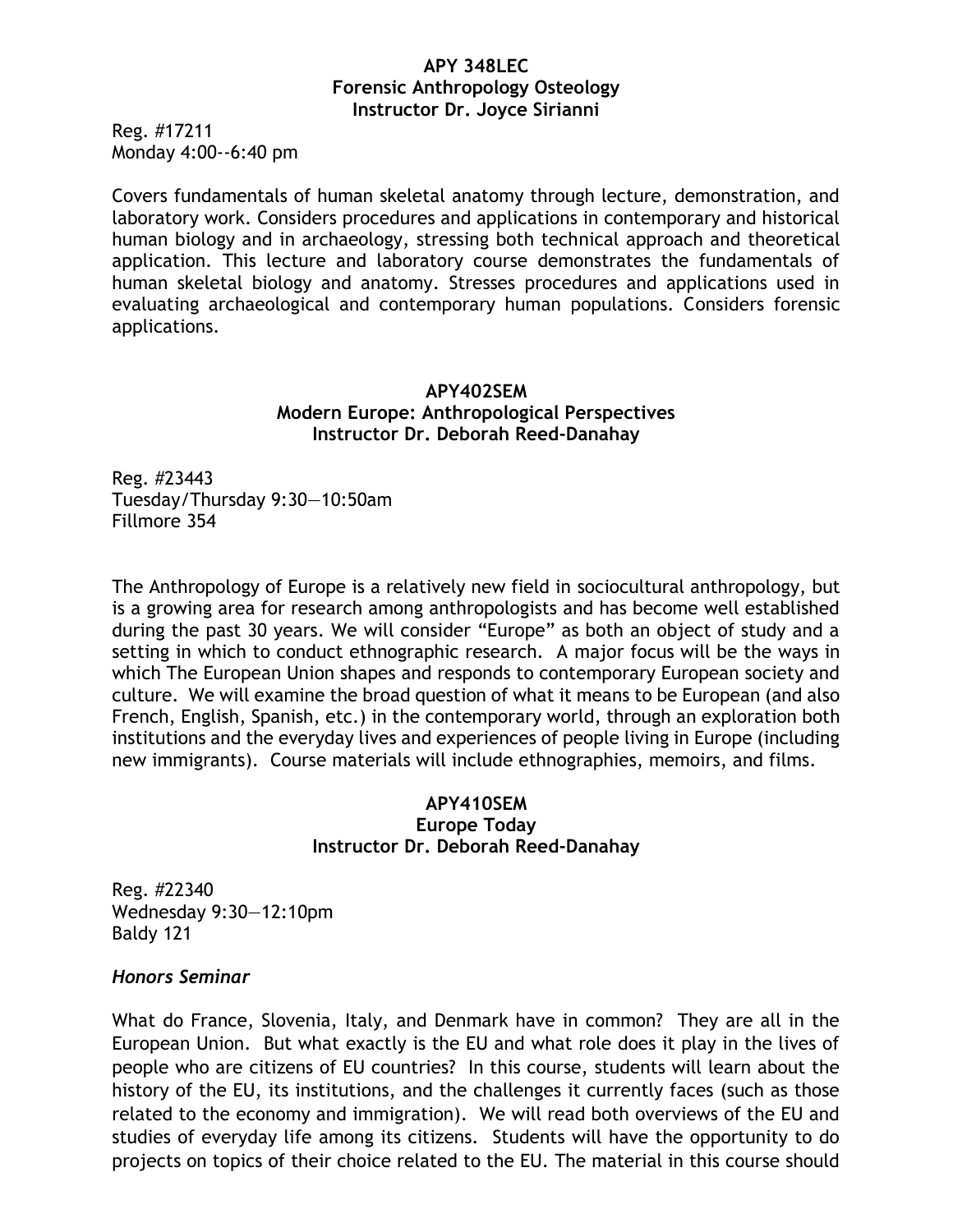**APY 348LEC**
**Forensic Anthropology Osteology**
**Instructor Dr. Joyce Sirianni**

Reg. #17211
Monday 4:00--6:40 pm

Covers fundamentals of human skeletal anatomy through lecture, demonstration, and laboratory work. Considers procedures and applications in contemporary and historical human biology and in archaeology, stressing both technical approach and theoretical application. This lecture and laboratory course demonstrates the fundamentals of human skeletal biology and anatomy. Stresses procedures and applications used in evaluating archaeological and contemporary human populations. Considers forensic applications.

**APY402SEM**
**Modern Europe: Anthropological Perspectives**
**Instructor Dr. Deborah Reed-Danahay**

Reg. #23443
Tuesday/Thursday 9:30—10:50am
Fillmore 354

The Anthropology of Europe is a relatively new field in sociocultural anthropology, but is a growing area for research among anthropologists and has become well established during the past 30 years. We will consider "Europe" as both an object of study and a setting in which to conduct ethnographic research. A major focus will be the ways in which The European Union shapes and responds to contemporary European society and culture. We will examine the broad question of what it means to be European (and also French, English, Spanish, etc.) in the contemporary world, through an exploration both institutions and the everyday lives and experiences of people living in Europe (including new immigrants). Course materials will include ethnographies, memoirs, and films.

**APY410SEM**
**Europe Today**
**Instructor Dr. Deborah Reed-Danahay**

Reg. #22340
Wednesday 9:30—12:10pm
Baldy 121

***Honors Seminar***

What do France, Slovenia, Italy, and Denmark have in common? They are all in the European Union. But what exactly is the EU and what role does it play in the lives of people who are citizens of EU countries? In this course, students will learn about the history of the EU, its institutions, and the challenges it currently faces (such as those related to the economy and immigration). We will read both overviews of the EU and studies of everyday life among its citizens. Students will have the opportunity to do projects on topics of their choice related to the EU. The material in this course should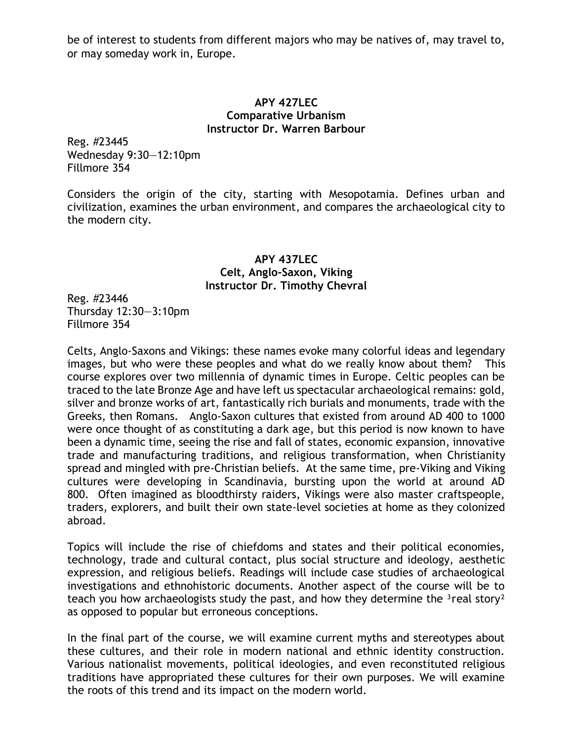be of interest to students from different majors who may be natives of, may travel to, or may someday work in, Europe.

### APY 427LEC
### Comparative Urbanism
### Instructor Dr. Warren Barbour

Reg. #23445
Wednesday 9:30—12:10pm
Fillmore 354

Considers the origin of the city, starting with Mesopotamia. Defines urban and civilization, examines the urban environment, and compares the archaeological city to the modern city.

### APY 437LEC
### Celt, Anglo-Saxon, Viking
### Instructor Dr. Timothy Chevral

Reg. #23446
Thursday 12:30—3:10pm
Fillmore 354

Celts, Anglo-Saxons and Vikings: these names evoke many colorful ideas and legendary images, but who were these peoples and what do we really know about them? This course explores over two millennia of dynamic times in Europe. Celtic peoples can be traced to the late Bronze Age and have left us spectacular archaeological remains: gold, silver and bronze works of art, fantastically rich burials and monuments, trade with the Greeks, then Romans. Anglo-Saxon cultures that existed from around AD 400 to 1000 were once thought of as constituting a dark age, but this period is now known to have been a dynamic time, seeing the rise and fall of states, economic expansion, innovative trade and manufacturing traditions, and religious transformation, when Christianity spread and mingled with pre-Christian beliefs. At the same time, pre-Viking and Viking cultures were developing in Scandinavia, bursting upon the world at around AD 800. Often imagined as bloodthirsty raiders, Vikings were also master craftspeople, traders, explorers, and built their own state-level societies at home as they colonized abroad.

Topics will include the rise of chiefdoms and states and their political economies, technology, trade and cultural contact, plus social structure and ideology, aesthetic expression, and religious beliefs. Readings will include case studies of archaeological investigations and ethnohistoric documents. Another aspect of the course will be to teach you how archaeologists study the past, and how they determine the ³real story² as opposed to popular but erroneous conceptions.

In the final part of the course, we will examine current myths and stereotypes about these cultures, and their role in modern national and ethnic identity construction. Various nationalist movements, political ideologies, and even reconstituted religious traditions have appropriated these cultures for their own purposes. We will examine the roots of this trend and its impact on the modern world.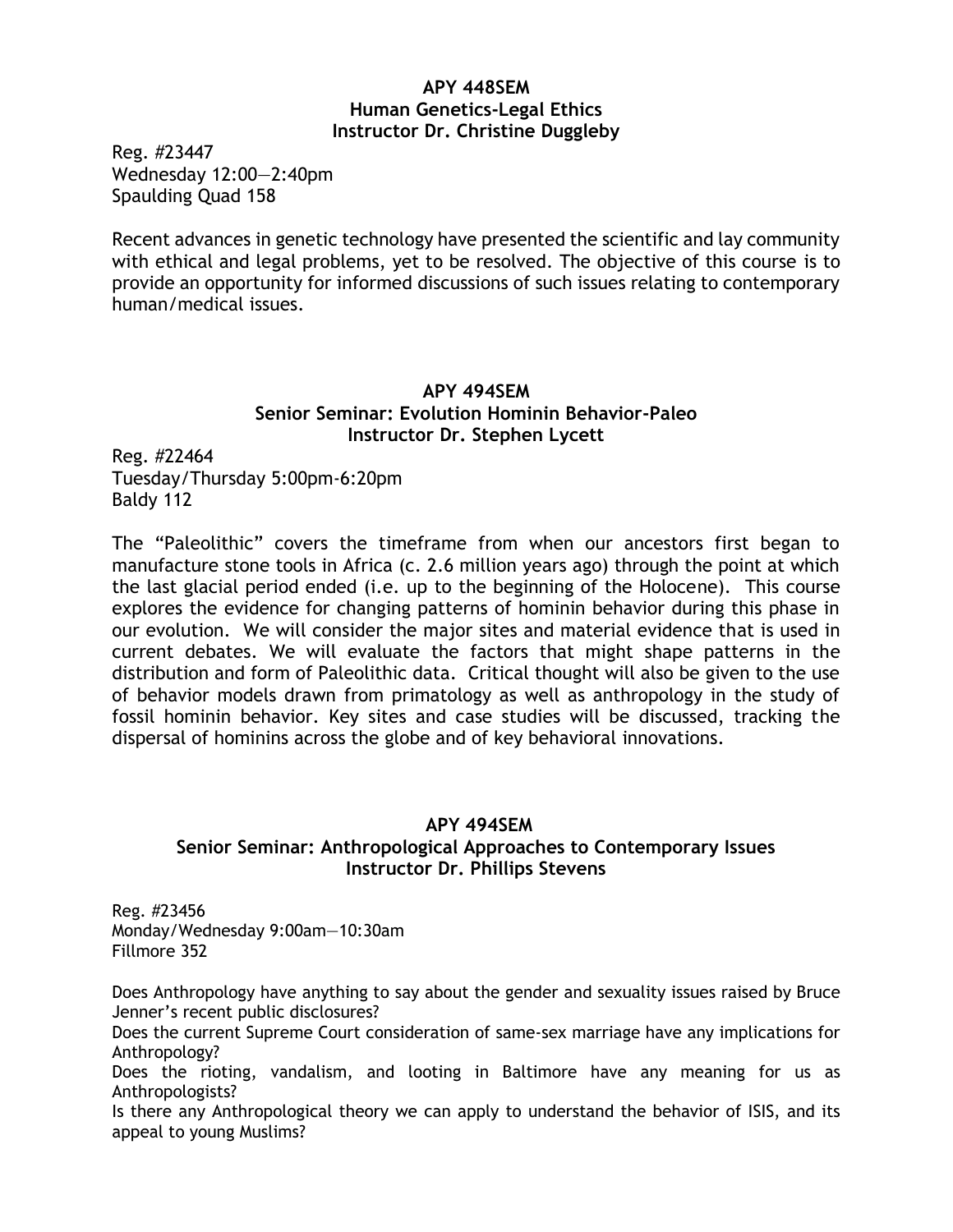**APY 448SEM**
**Human Genetics-Legal Ethics**
**Instructor Dr. Christine Duggleby**

Reg. #23447
Wednesday 12:00—2:40pm
Spaulding Quad 158

Recent advances in genetic technology have presented the scientific and lay community with ethical and legal problems, yet to be resolved. The objective of this course is to provide an opportunity for informed discussions of such issues relating to contemporary human/medical issues.

**APY 494SEM**
**Senior Seminar: Evolution Hominin Behavior-Paleo**
**Instructor Dr. Stephen Lycett**

Reg. #22464
Tuesday/Thursday 5:00pm-6:20pm
Baldy 112

The "Paleolithic" covers the timeframe from when our ancestors first began to manufacture stone tools in Africa (c. 2.6 million years ago) through the point at which the last glacial period ended (i.e. up to the beginning of the Holocene). This course explores the evidence for changing patterns of hominin behavior during this phase in our evolution. We will consider the major sites and material evidence that is used in current debates. We will evaluate the factors that might shape patterns in the distribution and form of Paleolithic data. Critical thought will also be given to the use of behavior models drawn from primatology as well as anthropology in the study of fossil hominin behavior. Key sites and case studies will be discussed, tracking the dispersal of hominins across the globe and of key behavioral innovations.

**APY 494SEM**
**Senior Seminar: Anthropological Approaches to Contemporary Issues**
**Instructor Dr. Phillips Stevens**

Reg. #23456
Monday/Wednesday 9:00am—10:30am
Fillmore 352

Does Anthropology have anything to say about the gender and sexuality issues raised by Bruce Jenner's recent public disclosures?
Does the current Supreme Court consideration of same-sex marriage have any implications for Anthropology?
Does the rioting, vandalism, and looting in Baltimore have any meaning for us as Anthropologists?
Is there any Anthropological theory we can apply to understand the behavior of ISIS, and its appeal to young Muslims?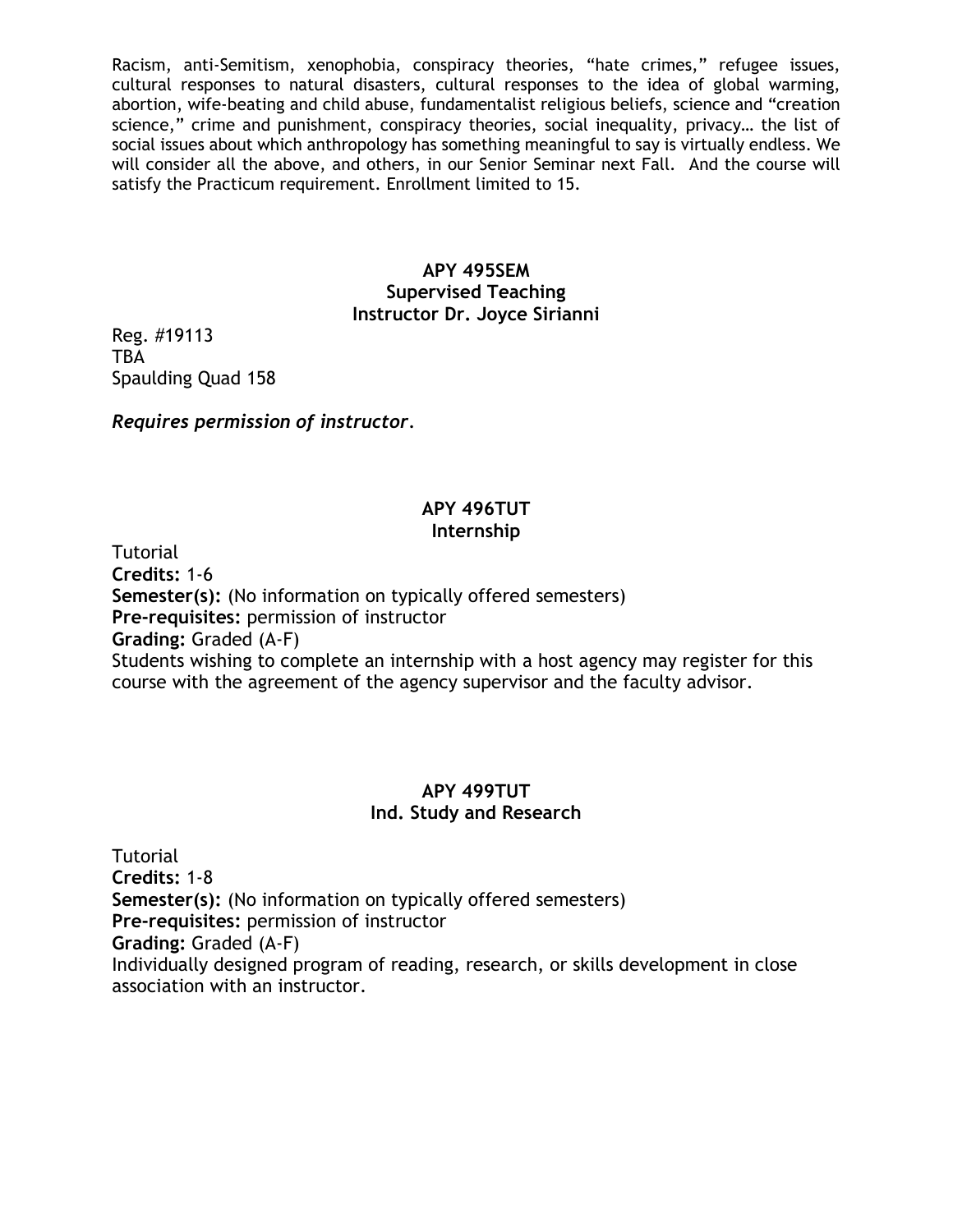Racism, anti-Semitism, xenophobia, conspiracy theories, "hate crimes," refugee issues, cultural responses to natural disasters, cultural responses to the idea of global warming, abortion, wife-beating and child abuse, fundamentalist religious beliefs, science and "creation science," crime and punishment, conspiracy theories, social inequality, privacy… the list of social issues about which anthropology has something meaningful to say is virtually endless. We will consider all the above, and others, in our Senior Seminar next Fall. And the course will satisfy the Practicum requirement. Enrollment limited to 15.

### APY 495SEM
### Supervised Teaching
### Instructor Dr. Joyce Sirianni

Reg. #19113
TBA
Spaulding Quad 158

***Requires permission of instructor.***

### APY 496TUT
### Internship

Tutorial
**Credits:** 1-6
**Semester(s):** (No information on typically offered semesters)
**Pre-requisites:** permission of instructor
**Grading:** Graded (A-F)
Students wishing to complete an internship with a host agency may register for this course with the agreement of the agency supervisor and the faculty advisor.

### APY 499TUT
### Ind. Study and Research

Tutorial
**Credits:** 1-8
**Semester(s):** (No information on typically offered semesters)
**Pre-requisites:** permission of instructor
**Grading:** Graded (A-F)
Individually designed program of reading, research, or skills development in close association with an instructor.